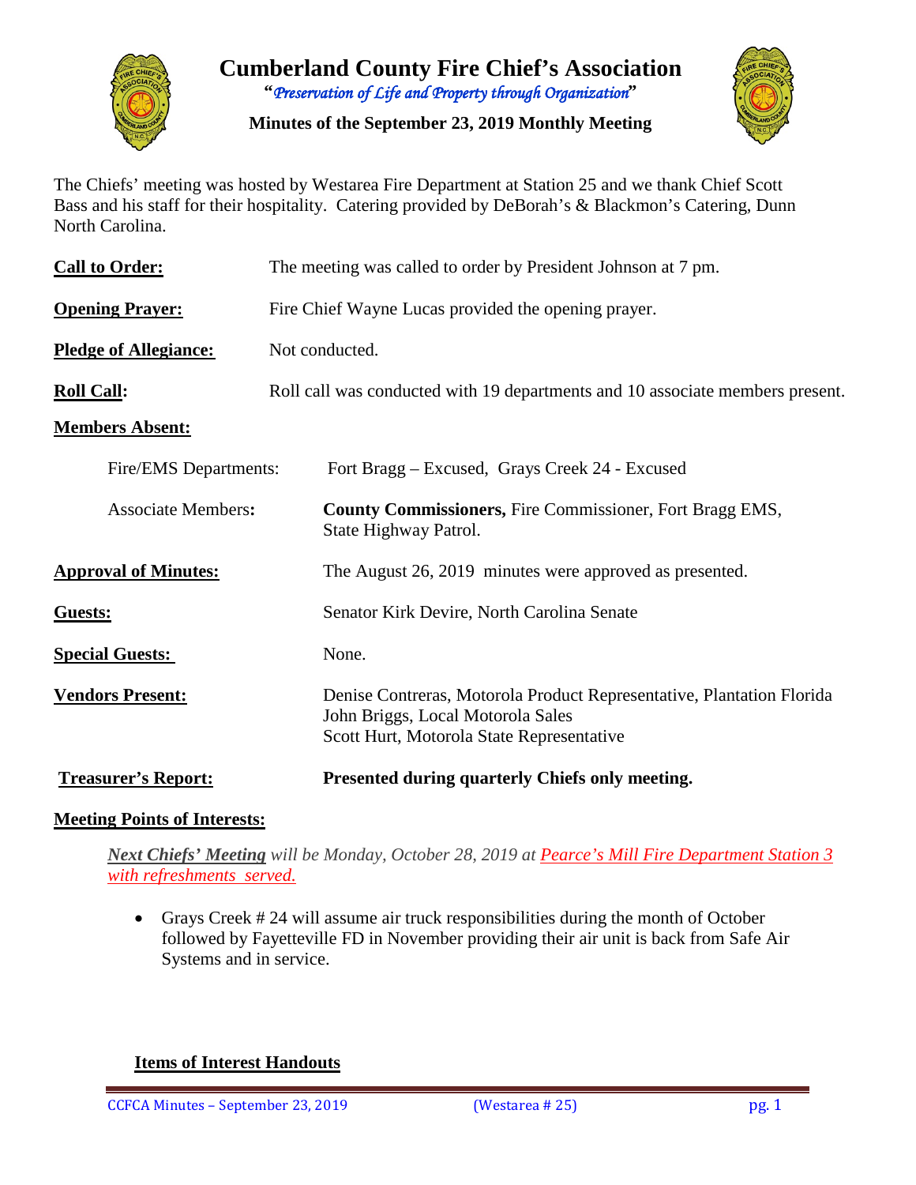# Cumberland County Fire Chief's Association

"*Preservation of Life and Property through Organization*"

**Minutes of the September 23, 2019 Monthly Meeting**

The Chiefs' meeting was hosted by Westarea Fire Department at Station 25 and we thank Chief Scott Bass and his staff for their hospitality. Catering provided by DeBorah's & Blackmon's Catering, Dunn North Carolina.

**Call to Order:** The meeting was called to order by President Johnson at 7 pm.

**Opening Prayer:** Fire Chief Wayne Lucas provided the opening prayer.

**Pledge of Allegiance:** Not conducted.

**Roll Call:** Roll call was conducted with 19 departments and 10 associate members present.

**Members Absent:**

Fire/EMS Departments: Fort Bragg – Excused, Grays Creek 24 - Excused

Associate Members: **County Commissioners,** Fire Commissioner, Fort Bragg EMS, State Highway Patrol.

**Approval of Minutes:** The August 26, 2019 minutes were approved as presented.

**Guests:** Senator Kirk Devire, North Carolina Senate

**Special Guests:** None.

**Vendors Present:**
Denise Contreras, Motorola Product Representative, Plantation Florida
John Briggs, Local Motorola Sales
Scott Hurt, Motorola State Representative

**Treasurer's Report:** **Presented during quarterly Chiefs only meeting.**

**Meeting Points of Interests:**

***Next Chiefs' Meeting*** *will be Monday, October 28, 2019 at Pearce's Mill Fire Department Station 3 with refreshments served.*

- Grays Creek # 24 will assume air truck responsibilities during the month of October followed by Fayetteville FD in November providing their air unit is back from Safe Air Systems and in service.

**Items of Interest Handouts**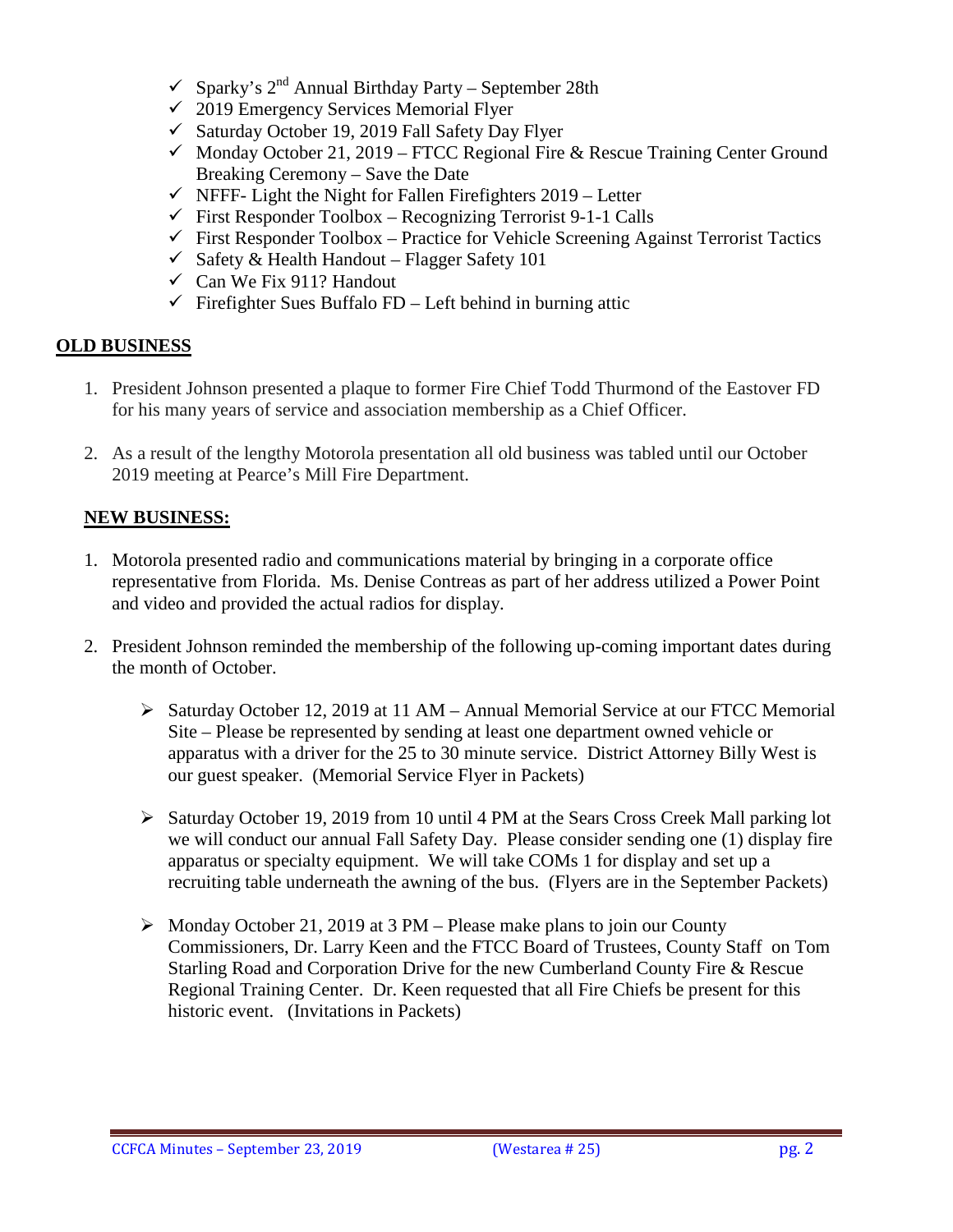- ✓ Sparky's 2nd Annual Birthday Party – September 28th
- ✓ 2019 Emergency Services Memorial Flyer
- ✓ Saturday October 19, 2019 Fall Safety Day Flyer
- ✓ Monday October 21, 2019 – FTCC Regional Fire & Rescue Training Center Ground Breaking Ceremony – Save the Date
- ✓ NFFF- Light the Night for Fallen Firefighters 2019 – Letter
- ✓ First Responder Toolbox – Recognizing Terrorist 9-1-1 Calls
- ✓ First Responder Toolbox – Practice for Vehicle Screening Against Terrorist Tactics
- ✓ Safety & Health Handout – Flagger Safety 101
- ✓ Can We Fix 911? Handout
- ✓ Firefighter Sues Buffalo FD – Left behind in burning attic

**OLD BUSINESS**

1. President Johnson presented a plaque to former Fire Chief Todd Thurmond of the Eastover FD for his many years of service and association membership as a Chief Officer.

2. As a result of the lengthy Motorola presentation all old business was tabled until our October 2019 meeting at Pearce's Mill Fire Department.

**NEW BUSINESS:**

1. Motorola presented radio and communications material by bringing in a corporate office representative from Florida. Ms. Denise Contreas as part of her address utilized a Power Point and video and provided the actual radios for display.

2. President Johnson reminded the membership of the following up-coming important dates during the month of October.

   - Saturday October 12, 2019 at 11 AM – Annual Memorial Service at our FTCC Memorial Site – Please be represented by sending at least one department owned vehicle or apparatus with a driver for the 25 to 30 minute service. District Attorney Billy West is our guest speaker. (Memorial Service Flyer in Packets)

   - Saturday October 19, 2019 from 10 until 4 PM at the Sears Cross Creek Mall parking lot we will conduct our annual Fall Safety Day. Please consider sending one (1) display fire apparatus or specialty equipment. We will take COMs 1 for display and set up a recruiting table underneath the awning of the bus. (Flyers are in the September Packets)

   - Monday October 21, 2019 at 3 PM – Please make plans to join our County Commissioners, Dr. Larry Keen and the FTCC Board of Trustees, County Staff on Tom Starling Road and Corporation Drive for the new Cumberland County Fire & Rescue Regional Training Center. Dr. Keen requested that all Fire Chiefs be present for this historic event. (Invitations in Packets)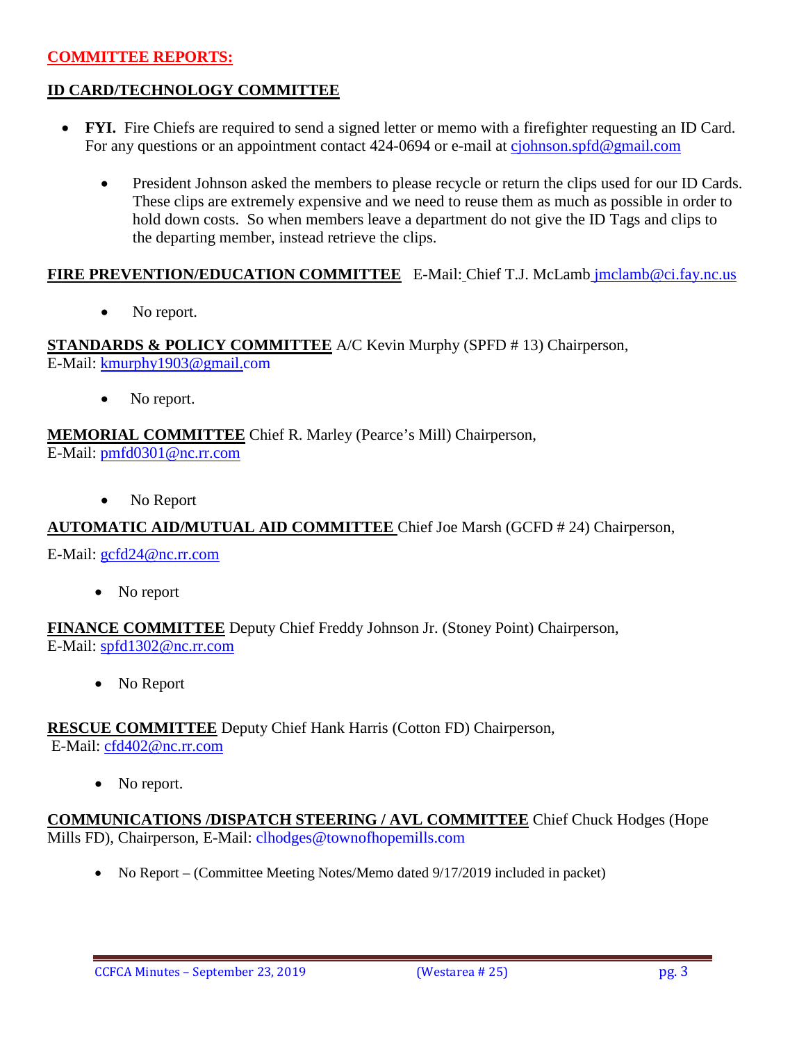## COMMITTEE REPORTS:

### ID CARD/TECHNOLOGY COMMITTEE

- **FYI.** Fire Chiefs are required to send a signed letter or memo with a firefighter requesting an ID Card. For any questions or an appointment contact 424-0694 or e-mail at cjohnson.spfd@gmail.com
  - President Johnson asked the members to please recycle or return the clips used for our ID Cards. These clips are extremely expensive and we need to reuse them as much as possible in order to hold down costs. So when members leave a department do not give the ID Tags and clips to the departing member, instead retrieve the clips.

**FIRE PREVENTION/EDUCATION COMMITTEE** E-Mail: Chief T.J. McLamb jmclamb@ci.fay.nc.us

- No report.

**STANDARDS & POLICY COMMITTEE** A/C Kevin Murphy (SPFD # 13) Chairperson, E-Mail: kmurphy1903@gmail.com

- No report.

**MEMORIAL COMMITTEE** Chief R. Marley (Pearce's Mill) Chairperson, E-Mail: pmfd0301@nc.rr.com

- No Report

**AUTOMATIC AID/MUTUAL AID COMMITTEE** Chief Joe Marsh (GCFD # 24) Chairperson,

E-Mail: gcfd24@nc.rr.com

- No report

**FINANCE COMMITTEE** Deputy Chief Freddy Johnson Jr. (Stoney Point) Chairperson, E-Mail: spfd1302@nc.rr.com

- No Report

**RESCUE COMMITTEE** Deputy Chief Hank Harris (Cotton FD) Chairperson, E-Mail: cfd402@nc.rr.com

- No report.

**COMMUNICATIONS /DISPATCH STEERING / AVL COMMITTEE** Chief Chuck Hodges (Hope Mills FD), Chairperson, E-Mail: clhodges@townofhopemills.com

- No Report – (Committee Meeting Notes/Memo dated 9/17/2019 included in packet)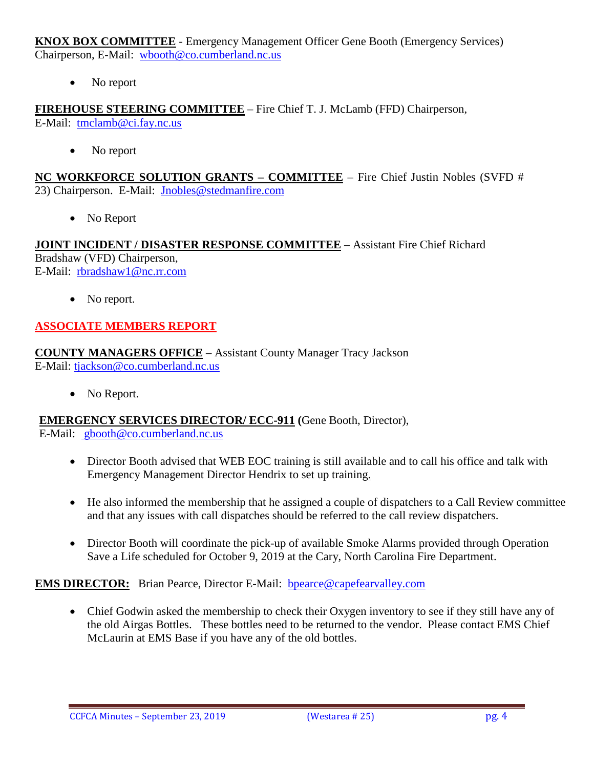**KNOX BOX COMMITTEE** - Emergency Management Officer Gene Booth (Emergency Services) Chairperson, E-Mail: wbooth@co.cumberland.nc.us

- No report

**FIREHOUSE STEERING COMMITTEE** – Fire Chief T. J. McLamb (FFD) Chairperson, E-Mail: tmclamb@ci.fay.nc.us

- No report

**NC WORKFORCE SOLUTION GRANTS – COMMITTEE** – Fire Chief Justin Nobles (SVFD # 23) Chairperson. E-Mail: Jnobles@stedmanfire.com

- No Report

**JOINT INCIDENT / DISASTER RESPONSE COMMITTEE** – Assistant Fire Chief Richard Bradshaw (VFD) Chairperson,
E-Mail: rbradshaw1@nc.rr.com

- No report.

**ASSOCIATE MEMBERS REPORT**

**COUNTY MANAGERS OFFICE** – Assistant County Manager Tracy Jackson
E-Mail: tjackson@co.cumberland.nc.us

- No Report.

**EMERGENCY SERVICES DIRECTOR/ ECC-911 (**Gene Booth, Director),
E-Mail: gbooth@co.cumberland.nc.us

- Director Booth advised that WEB EOC training is still available and to call his office and talk with Emergency Management Director Hendrix to set up training.
- He also informed the membership that he assigned a couple of dispatchers to a Call Review committee and that any issues with call dispatches should be referred to the call review dispatchers.
- Director Booth will coordinate the pick-up of available Smoke Alarms provided through Operation Save a Life scheduled for October 9, 2019 at the Cary, North Carolina Fire Department.

**EMS DIRECTOR:** Brian Pearce, Director E-Mail: bpearce@capefearvalley.com

- Chief Godwin asked the membership to check their Oxygen inventory to see if they still have any of the old Airgas Bottles. These bottles need to be returned to the vendor. Please contact EMS Chief McLaurin at EMS Base if you have any of the old bottles.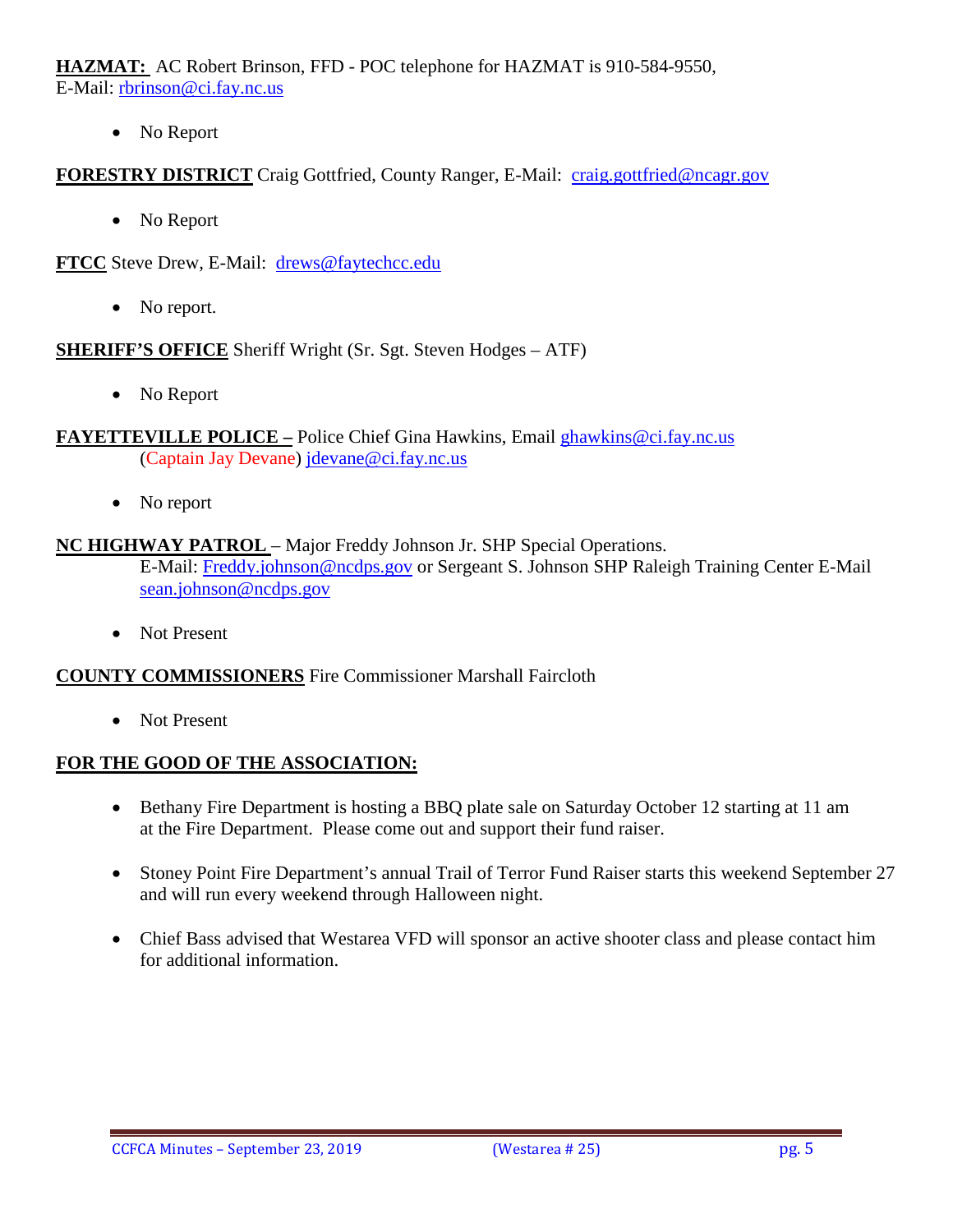**HAZMAT:** AC Robert Brinson, FFD - POC telephone for HAZMAT is 910-584-9550,
E-Mail: rbrinson@ci.fay.nc.us

- No Report

**FORESTRY DISTRICT** Craig Gottfried, County Ranger, E-Mail: craig.gottfried@ncagr.gov

- No Report

**FTCC** Steve Drew, E-Mail: drews@faytechcc.edu

- No report.

**SHERIFF'S OFFICE** Sheriff Wright (Sr. Sgt. Steven Hodges – ATF)

- No Report

**FAYETTEVILLE POLICE –** Police Chief Gina Hawkins, Email ghawkins@ci.fay.nc.us
(Captain Jay Devane) jdevane@ci.fay.nc.us

- No report

**NC HIGHWAY PATROL** – Major Freddy Johnson Jr. SHP Special Operations.
E-Mail: Freddy.johnson@ncdps.gov or Sergeant S. Johnson SHP Raleigh Training Center E-Mail sean.johnson@ncdps.gov

- Not Present

**COUNTY COMMISSIONERS** Fire Commissioner Marshall Faircloth

- Not Present

**FOR THE GOOD OF THE ASSOCIATION:**

- Bethany Fire Department is hosting a BBQ plate sale on Saturday October 12 starting at 11 am at the Fire Department. Please come out and support their fund raiser.

- Stoney Point Fire Department's annual Trail of Terror Fund Raiser starts this weekend September 27 and will run every weekend through Halloween night.

- Chief Bass advised that Westarea VFD will sponsor an active shooter class and please contact him for additional information.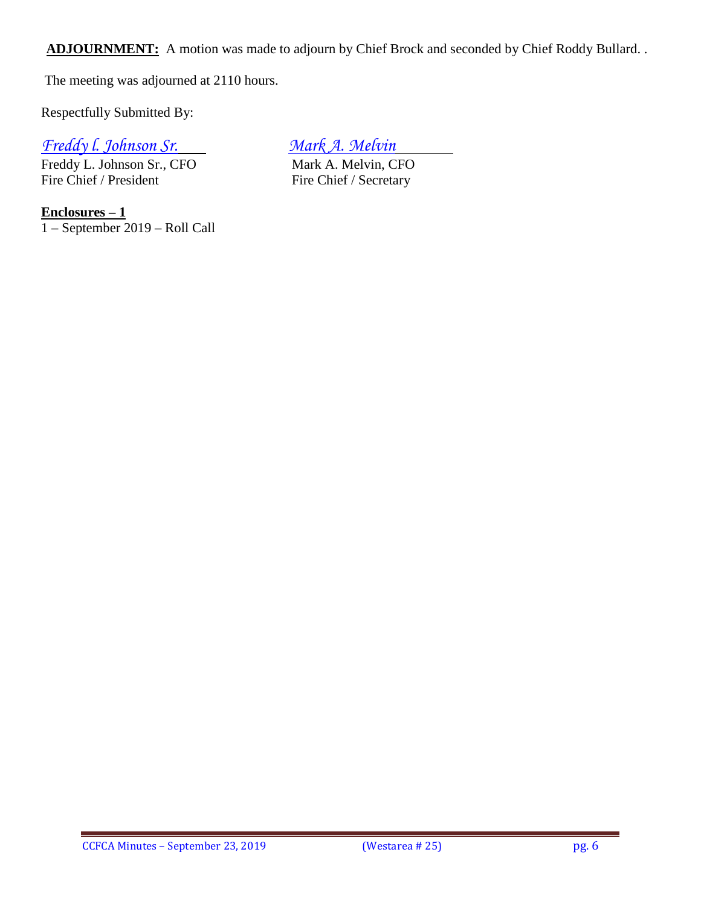**ADJOURNMENT:** A motion was made to adjourn by Chief Brock and seconded by Chief Roddy Bullard. .

The meeting was adjourned at 2110 hours.

Respectfully Submitted By:

*Freddy l. Johnson Sr.*
Freddy L. Johnson Sr., CFO
Fire Chief / President

*Mark A. Melvin*
Mark A. Melvin, CFO
Fire Chief / Secretary

**Enclosures – 1**
1 – September 2019 – Roll Call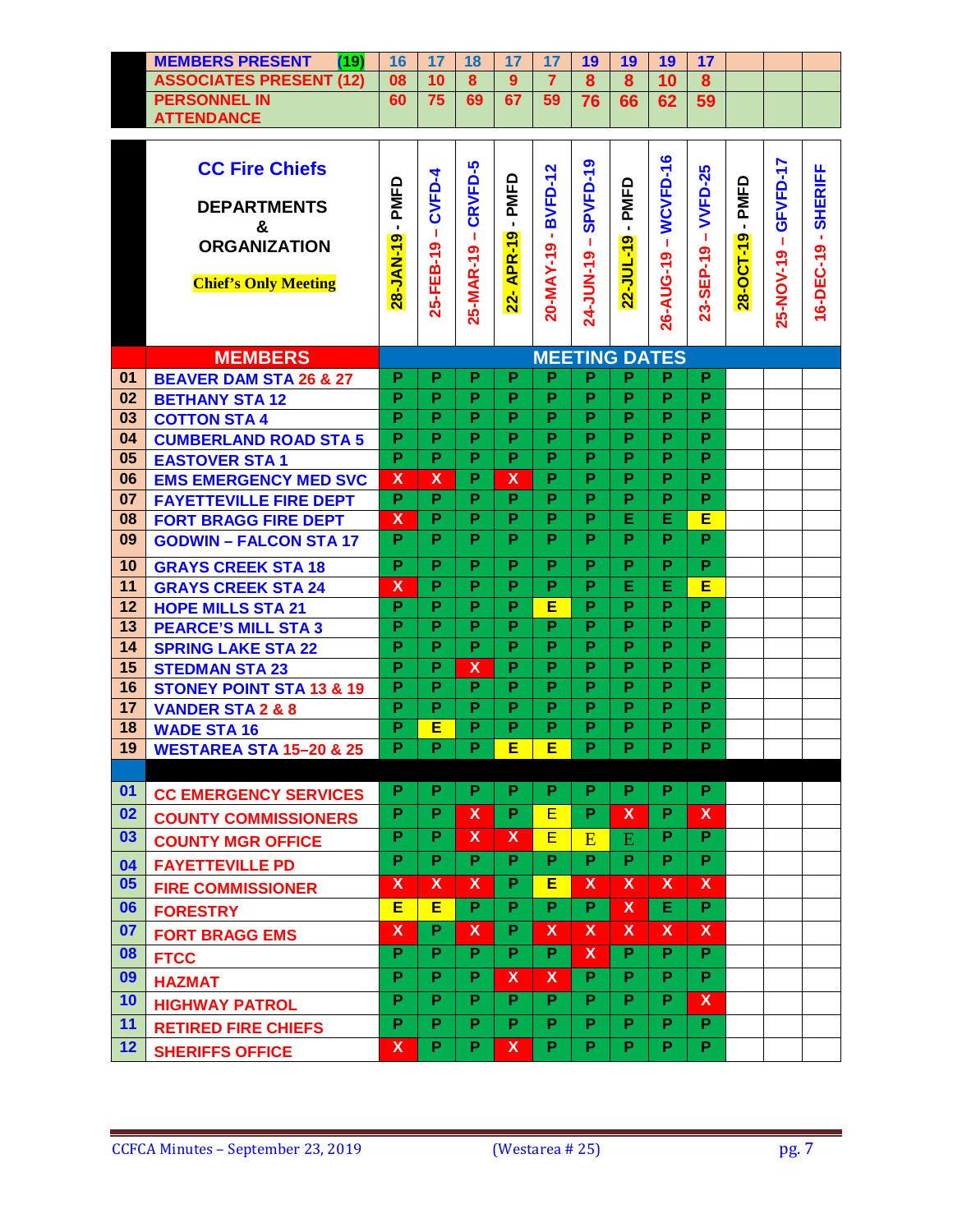| | | 28-JAN-19 - PMFD | 25-FEB-19 – CVFD-4 | 25-MAR-19 – CRVFD-5 | 22- APR-19 - PMFD | 20-MAY-19 - BVFD-12 | 24-JUN-19 – SPVFD-19 | 22-JUL-19 - PMFD | 26-AUG-19 – WCVFD-16 | 23-SEP-19 – VVFD-25 | 28-OCT-19 - PMFD | 25-NOV-19 – GFVFD-17 | 16-DEC-19 - SHERIFF |
|---|---|---|---|---|---|---|---|---|---|---|---|---|---|
| | MEMBERS PRESENT (19) | 16 | 17 | 18 | 17 | 17 | 19 | 19 | 19 | 17 | | | |
| | ASSOCIATES PRESENT (12) | 08 | 10 | 8 | 9 | 7 | 8 | 8 | 10 | 8 | | | |
| | PERSONNEL IN ATTENDANCE | 60 | 75 | 69 | 67 | 59 | 76 | 66 | 62 | 59 | | | |
| | **CC Fire Chiefs** DEPARTMENTS & ORGANIZATION **Chief's Only Meeting** | | | | | | | | | | | | |
| | **MEMBERS** | **MEETING DATES** | | | | | | | | | | | |
| 01 | BEAVER DAM STA 26 & 27 | P | P | P | P | P | P | P | P | P | | | |
| 02 | BETHANY STA 12 | P | P | P | P | P | P | P | P | P | | | |
| 03 | COTTON STA 4 | P | P | P | P | P | P | P | P | P | | | |
| 04 | CUMBERLAND ROAD STA 5 | P | P | P | P | P | P | P | P | P | | | |
| 05 | EASTOVER STA 1 | P | P | P | P | P | P | P | P | P | | | |
| 06 | EMS EMERGENCY MED SVC | X | X | P | X | P | P | P | P | P | | | |
| 07 | FAYETTEVILLE FIRE DEPT | P | P | P | P | P | P | P | P | P | | | |
| 08 | FORT BRAGG FIRE DEPT | X | P | P | P | P | P | E | E | E | | | |
| 09 | GODWIN – FALCON STA 17 | P | P | P | P | P | P | P | P | P | | | |
| 10 | GRAYS CREEK STA 18 | P | P | P | P | P | P | P | P | P | | | |
| 11 | GRAYS CREEK STA 24 | X | P | P | P | P | P | E | E | E | | | |
| 12 | HOPE MILLS STA 21 | P | P | P | P | E | P | P | P | P | | | |
| 13 | PEARCE'S MILL STA 3 | P | P | P | P | P | P | P | P | P | | | |
| 14 | SPRING LAKE STA 22 | P | P | P | P | P | P | P | P | P | | | |
| 15 | STEDMAN STA 23 | P | P | X | P | P | P | P | P | P | | | |
| 16 | STONEY POINT STA 13 & 19 | P | P | P | P | P | P | P | P | P | | | |
| 17 | VANDER STA 2 & 8 | P | P | P | P | P | P | P | P | P | | | |
| 18 | WADE STA 16 | P | E | P | P | P | P | P | P | P | | | |
| 19 | WESTAREA STA 15–20 & 25 | P | P | P | E | E | P | P | P | P | | | |
| | | | | | | | | | | | | | |
| 01 | CC EMERGENCY SERVICES | P | P | P | P | P | P | P | P | P | | | |
| 02 | COUNTY COMMISSIONERS | P | P | X | P | E | P | X | P | X | | | |
| 03 | COUNTY MGR OFFICE | P | P | X | X | E | E | E | P | P | | | |
| 04 | FAYETTEVILLE PD | P | P | P | P | P | P | P | P | P | | | |
| 05 | FIRE COMMISSIONER | X | X | X | P | E | X | X | X | X | | | |
| 06 | FORESTRY | E | E | P | P | P | P | X | E | P | | | |
| 07 | FORT BRAGG EMS | X | P | X | P | X | X | X | X | X | | | |
| 08 | FTCC | P | P | P | P | P | X | P | P | P | | | |
| 09 | HAZMAT | P | P | P | X | X | P | P | P | P | | | |
| 10 | HIGHWAY PATROL | P | P | P | P | P | P | P | P | X | | | |
| 11 | RETIRED FIRE CHIEFS | P | P | P | P | P | P | P | P | P | | | |
| 12 | SHERIFFS OFFICE | X | P | P | X | P | P | P | P | P | | | |